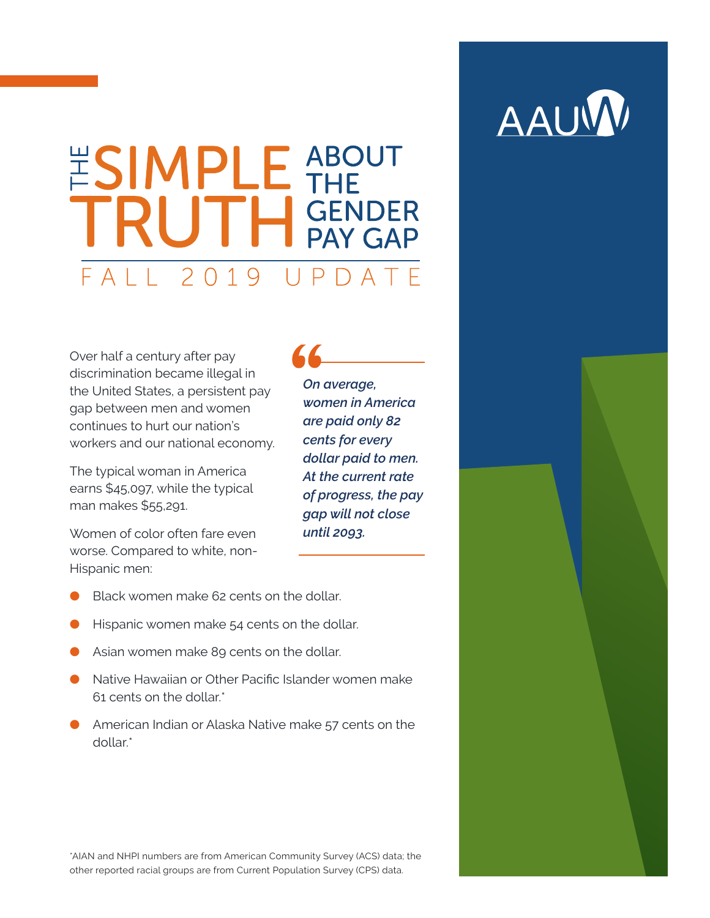# THE SIMPLE TRUTH ABOUT THE GENDER PAY GAP

## FALL 2019 UPDATE

Over half a century after pay discrimination became illegal in the United States, a persistent pay gap between men and women continues to hurt our nation's workers and our national economy.

The typical woman in America earns $45,097, while the typical man makes $55,291.

Women of color often fare even worse. Compared to white, non-Hispanic men:

> *On average, women in America are paid only 82 cents for every dollar paid to men. At the current rate of progress, the pay gap will not close until 2093.*

- Black women make 62 cents on the dollar.
- Hispanic women make 54 cents on the dollar.
- Asian women make 89 cents on the dollar.
- Native Hawaiian or Other Pacific Islander women make 61 cents on the dollar.*
- American Indian or Alaska Native make 57 cents on the dollar.*

*AIAN and NHPI numbers are from American Community Survey (ACS) data; the other reported racial groups are from Current Population Survey (CPS) data.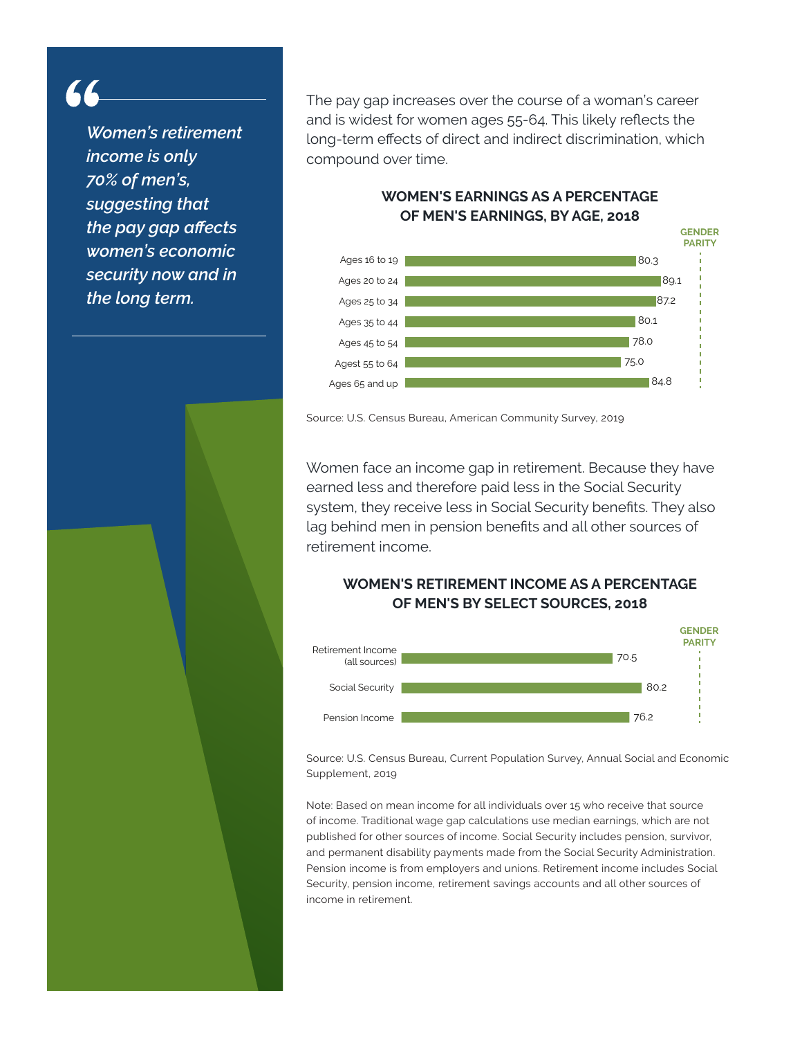> *Women's retirement income is only 70% of men's, suggesting that the pay gap affects women's economic security now and in the long term.*

The pay gap increases over the course of a woman's career and is widest for women ages 55-64. This likely reflects the long-term effects of direct and indirect discrimination, which compound over time.

### WOMEN'S EARNINGS AS A PERCENTAGE OF MEN'S EARNINGS, BY AGE, 2018

| Age | Women's earnings as % of men's |
|---|---|
| Ages 16 to 19 | 80.3 |
| Ages 20 to 24 | 89.1 |
| Ages 25 to 34 | 87.2 |
| Ages 35 to 44 | 80.1 |
| Ages 45 to 54 | 78.0 |
| Agest 55 to 64 | 75.0 |
| Ages 65 and up | 84.8 |

GENDER PARITY

Source: U.S. Census Bureau, American Community Survey, 2019

Women face an income gap in retirement. Because they have earned less and therefore paid less in the Social Security system, they receive less in Social Security benefits. They also lag behind men in pension benefits and all other sources of retirement income.

### WOMEN'S RETIREMENT INCOME AS A PERCENTAGE OF MEN'S BY SELECT SOURCES, 2018

| Source | Women's income as % of men's |
|---|---|
| Retirement Income (all sources) | 70.5 |
| Social Security | 80.2 |
| Pension Income | 76.2 |

GENDER PARITY

Source: U.S. Census Bureau, Current Population Survey, Annual Social and Economic Supplement, 2019

Note: Based on mean income for all individuals over 15 who receive that source of income. Traditional wage gap calculations use median earnings, which are not published for other sources of income. Social Security includes pension, survivor, and permanent disability payments made from the Social Security Administration. Pension income is from employers and unions. Retirement income includes Social Security, pension income, retirement savings accounts and all other sources of income in retirement.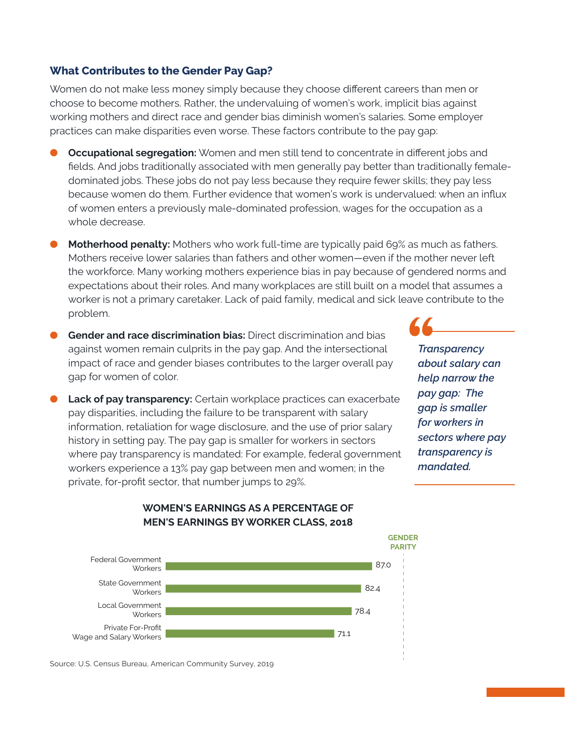### What Contributes to the Gender Pay Gap?

Women do not make less money simply because they choose different careers than men or choose to become mothers. Rather, the undervaluing of women's work, implicit bias against working mothers and direct race and gender bias diminish women's salaries. Some employer practices can make disparities even worse. These factors contribute to the pay gap:

- **Occupational segregation:** Women and men still tend to concentrate in different jobs and fields. And jobs traditionally associated with men generally pay better than traditionally female-dominated jobs. These jobs do not pay less because they require fewer skills; they pay less because women do them. Further evidence that women's work is undervalued: when an influx of women enters a previously male-dominated profession, wages for the occupation as a whole decrease.
- **Motherhood penalty:** Mothers who work full-time are typically paid 69% as much as fathers. Mothers receive lower salaries than fathers and other women—even if the mother never left the workforce. Many working mothers experience bias in pay because of gendered norms and expectations about their roles. And many workplaces are still built on a model that assumes a worker is not a primary caretaker. Lack of paid family, medical and sick leave contribute to the problem.
- **Gender and race discrimination bias:** Direct discrimination and bias against women remain culprits in the pay gap. And the intersectional impact of race and gender biases contributes to the larger overall pay gap for women of color.
- **Lack of pay transparency:** Certain workplace practices can exacerbate pay disparities, including the failure to be transparent with salary information, retaliation for wage disclosure, and the use of prior salary history in setting pay. The pay gap is smaller for workers in sectors where pay transparency is mandated: For example, federal government workers experience a 13% pay gap between men and women; in the private, for-profit sector, that number jumps to 29%.

> *"Transparency about salary can help narrow the pay gap: The gap is smaller for workers in sectors where pay transparency is mandated.*

**WOMEN'S EARNINGS AS A PERCENTAGE OF MEN'S EARNINGS BY WORKER CLASS, 2018**

| Worker Class | Women's Earnings as % of Men's |
|---|---|
| Federal Government Workers | 87.0 |
| State Government Workers | 82.4 |
| Local Government Workers | 78.4 |
| Private For-Profit Wage and Salary Workers | 71.1 |

GENDER PARITY

Source: U.S. Census Bureau, American Community Survey, 2019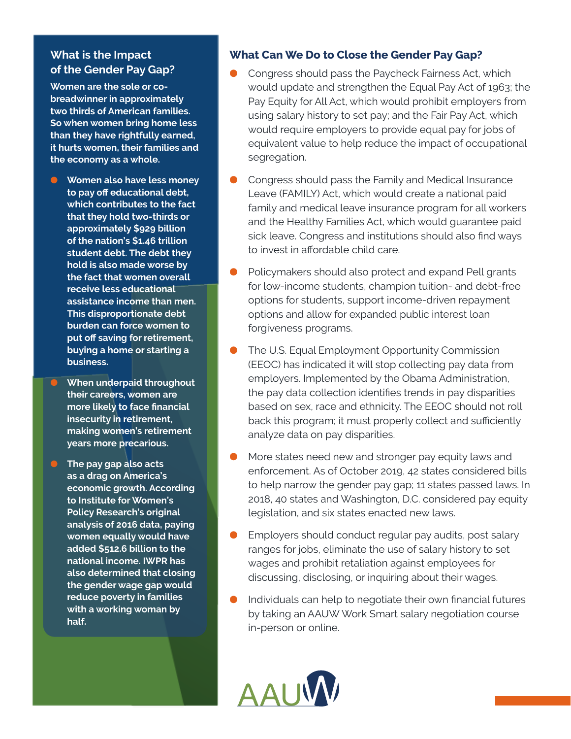## What is the Impact of the Gender Pay Gap?

**Women are the sole or co-breadwinner in approximately two thirds of American families. So when women bring home less than they have rightfully earned, it hurts women, their families and the economy as a whole.**

- **Women also have less money to pay off educational debt, which contributes to the fact that they hold two-thirds or approximately $929 billion of the nation's $1.46 trillion student debt. The debt they hold is also made worse by the fact that women overall receive less educational assistance income than men. This disproportionate debt burden can force women to put off saving for retirement, buying a home or starting a business.**
- **When underpaid throughout their careers, women are more likely to face financial insecurity in retirement, making women's retirement years more precarious.**
- **The pay gap also acts as a drag on America's economic growth. According to Institute for Women's Policy Research's original analysis of 2016 data, paying women equally would have added $512.6 billion to the national income. IWPR has also determined that closing the gender wage gap would reduce poverty in families with a working woman by half.**

## What Can We Do to Close the Gender Pay Gap?

- Congress should pass the Paycheck Fairness Act, which would update and strengthen the Equal Pay Act of 1963; the Pay Equity for All Act, which would prohibit employers from using salary history to set pay; and the Fair Pay Act, which would require employers to provide equal pay for jobs of equivalent value to help reduce the impact of occupational segregation.
- Congress should pass the Family and Medical Insurance Leave (FAMILY) Act, which would create a national paid family and medical leave insurance program for all workers and the Healthy Families Act, which would guarantee paid sick leave. Congress and institutions should also find ways to invest in affordable child care.
- Policymakers should also protect and expand Pell grants for low-income students, champion tuition- and debt-free options for students, support income-driven repayment options and allow for expanded public interest loan forgiveness programs.
- The U.S. Equal Employment Opportunity Commission (EEOC) has indicated it will stop collecting pay data from employers. Implemented by the Obama Administration, the pay data collection identifies trends in pay disparities based on sex, race and ethnicity. The EEOC should not roll back this program; it must properly collect and sufficiently analyze data on pay disparities.
- More states need new and stronger pay equity laws and enforcement. As of October 2019, 42 states considered bills to help narrow the gender pay gap; 11 states passed laws. In 2018, 40 states and Washington, D.C. considered pay equity legislation, and six states enacted new laws.
- Employers should conduct regular pay audits, post salary ranges for jobs, eliminate the use of salary history to set wages and prohibit retaliation against employees for discussing, disclosing, or inquiring about their wages.
- Individuals can help to negotiate their own financial futures by taking an AAUW Work Smart salary negotiation course in-person or online.

AAUW